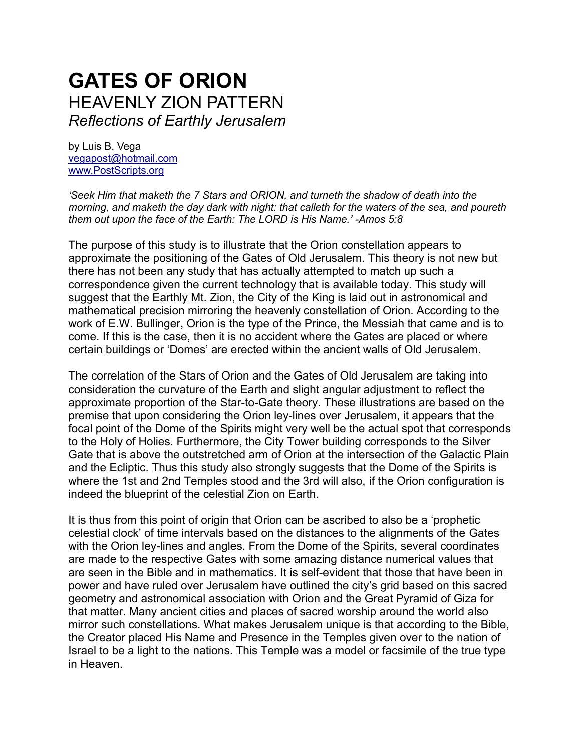# GATES OF ORION

## HEAVENLY ZION PATTERN

### *Reflections of Earthly Jerusalem*

by Luis B. Vega
vegapost@hotmail.com
www.PostScripts.org

*'Seek Him that maketh the 7 Stars and ORION, and turneth the shadow of death into the morning, and maketh the day dark with night: that calleth for the waters of the sea, and poureth them out upon the face of the Earth: The LORD is His Name.' -Amos 5:8*

The purpose of this study is to illustrate that the Orion constellation appears to approximate the positioning of the Gates of Old Jerusalem. This theory is not new but there has not been any study that has actually attempted to match up such a correspondence given the current technology that is available today. This study will suggest that the Earthly Mt. Zion, the City of the King is laid out in astronomical and mathematical precision mirroring the heavenly constellation of Orion. According to the work of E.W. Bullinger, Orion is the type of the Prince, the Messiah that came and is to come. If this is the case, then it is no accident where the Gates are placed or where certain buildings or 'Domes' are erected within the ancient walls of Old Jerusalem.

The correlation of the Stars of Orion and the Gates of Old Jerusalem are taking into consideration the curvature of the Earth and slight angular adjustment to reflect the approximate proportion of the Star-to-Gate theory. These illustrations are based on the premise that upon considering the Orion ley-lines over Jerusalem, it appears that the focal point of the Dome of the Spirits might very well be the actual spot that corresponds to the Holy of Holies. Furthermore, the City Tower building corresponds to the Silver Gate that is above the outstretched arm of Orion at the intersection of the Galactic Plain and the Ecliptic. Thus this study also strongly suggests that the Dome of the Spirits is where the 1st and 2nd Temples stood and the 3rd will also, if the Orion configuration is indeed the blueprint of the celestial Zion on Earth.

It is thus from this point of origin that Orion can be ascribed to also be a 'prophetic celestial clock' of time intervals based on the distances to the alignments of the Gates with the Orion ley-lines and angles. From the Dome of the Spirits, several coordinates are made to the respective Gates with some amazing distance numerical values that are seen in the Bible and in mathematics. It is self-evident that those that have been in power and have ruled over Jerusalem have outlined the city's grid based on this sacred geometry and astronomical association with Orion and the Great Pyramid of Giza for that matter. Many ancient cities and places of sacred worship around the world also mirror such constellations. What makes Jerusalem unique is that according to the Bible, the Creator placed His Name and Presence in the Temples given over to the nation of Israel to be a light to the nations. This Temple was a model or facsimile of the true type in Heaven.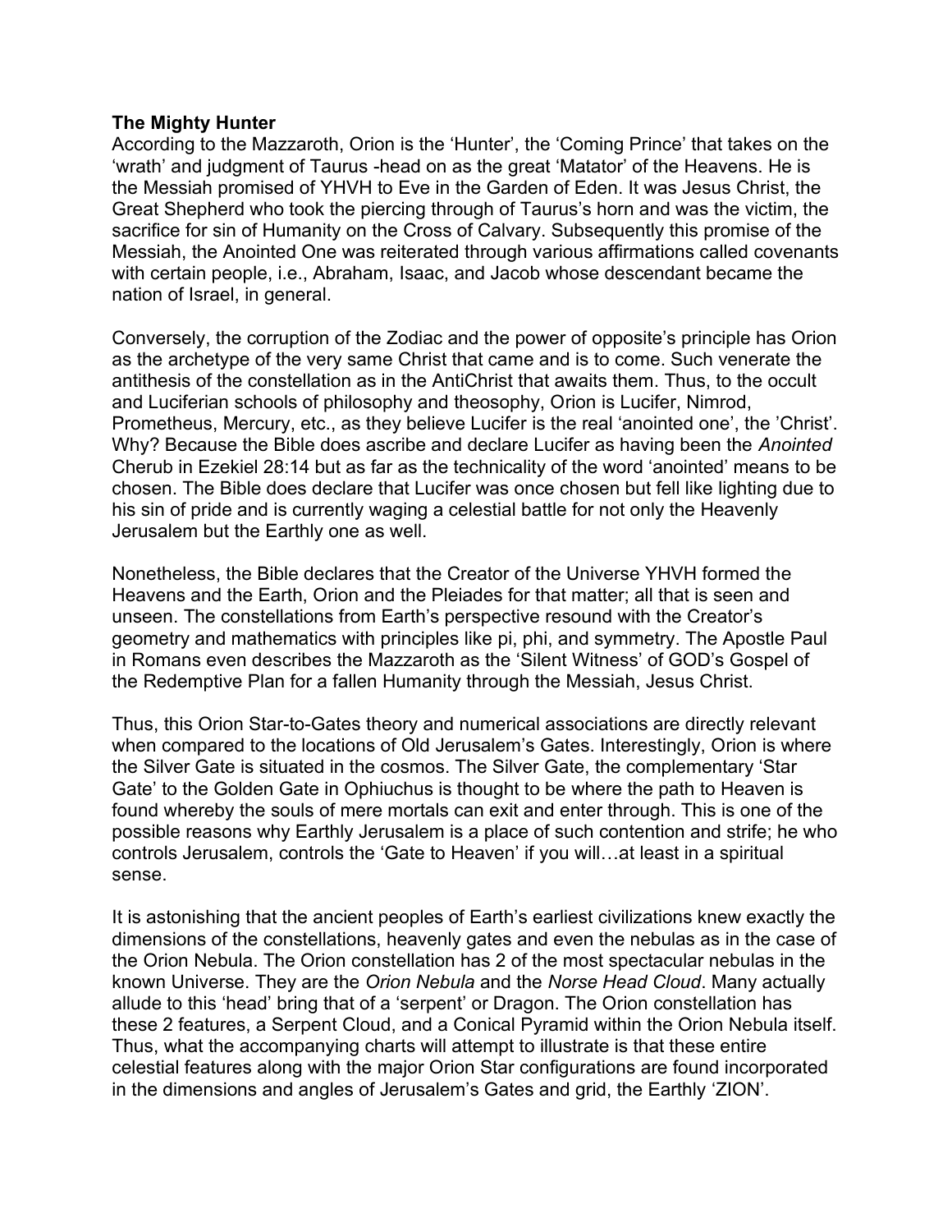**The Mighty Hunter**

According to the Mazzaroth, Orion is the 'Hunter', the 'Coming Prince' that takes on the 'wrath' and judgment of Taurus -head on as the great 'Matator' of the Heavens. He is the Messiah promised of YHVH to Eve in the Garden of Eden. It was Jesus Christ, the Great Shepherd who took the piercing through of Taurus's horn and was the victim, the sacrifice for sin of Humanity on the Cross of Calvary. Subsequently this promise of the Messiah, the Anointed One was reiterated through various affirmations called covenants with certain people, i.e., Abraham, Isaac, and Jacob whose descendant became the nation of Israel, in general.

Conversely, the corruption of the Zodiac and the power of opposite's principle has Orion as the archetype of the very same Christ that came and is to come. Such venerate the antithesis of the constellation as in the AntiChrist that awaits them. Thus, to the occult and Luciferian schools of philosophy and theosophy, Orion is Lucifer, Nimrod, Prometheus, Mercury, etc., as they believe Lucifer is the real 'anointed one', the 'Christ'. Why? Because the Bible does ascribe and declare Lucifer as having been the *Anointed* Cherub in Ezekiel 28:14 but as far as the technicality of the word 'anointed' means to be chosen. The Bible does declare that Lucifer was once chosen but fell like lighting due to his sin of pride and is currently waging a celestial battle for not only the Heavenly Jerusalem but the Earthly one as well.

Nonetheless, the Bible declares that the Creator of the Universe YHVH formed the Heavens and the Earth, Orion and the Pleiades for that matter; all that is seen and unseen. The constellations from Earth's perspective resound with the Creator's geometry and mathematics with principles like pi, phi, and symmetry. The Apostle Paul in Romans even describes the Mazzaroth as the 'Silent Witness' of GOD's Gospel of the Redemptive Plan for a fallen Humanity through the Messiah, Jesus Christ.

Thus, this Orion Star-to-Gates theory and numerical associations are directly relevant when compared to the locations of Old Jerusalem's Gates. Interestingly, Orion is where the Silver Gate is situated in the cosmos. The Silver Gate, the complementary 'Star Gate' to the Golden Gate in Ophiuchus is thought to be where the path to Heaven is found whereby the souls of mere mortals can exit and enter through. This is one of the possible reasons why Earthly Jerusalem is a place of such contention and strife; he who controls Jerusalem, controls the 'Gate to Heaven' if you will…at least in a spiritual sense.

It is astonishing that the ancient peoples of Earth's earliest civilizations knew exactly the dimensions of the constellations, heavenly gates and even the nebulas as in the case of the Orion Nebula. The Orion constellation has 2 of the most spectacular nebulas in the known Universe. They are the *Orion Nebula* and the *Norse Head Cloud*. Many actually allude to this 'head' bring that of a 'serpent' or Dragon. The Orion constellation has these 2 features, a Serpent Cloud, and a Conical Pyramid within the Orion Nebula itself. Thus, what the accompanying charts will attempt to illustrate is that these entire celestial features along with the major Orion Star configurations are found incorporated in the dimensions and angles of Jerusalem's Gates and grid, the Earthly 'ZION'.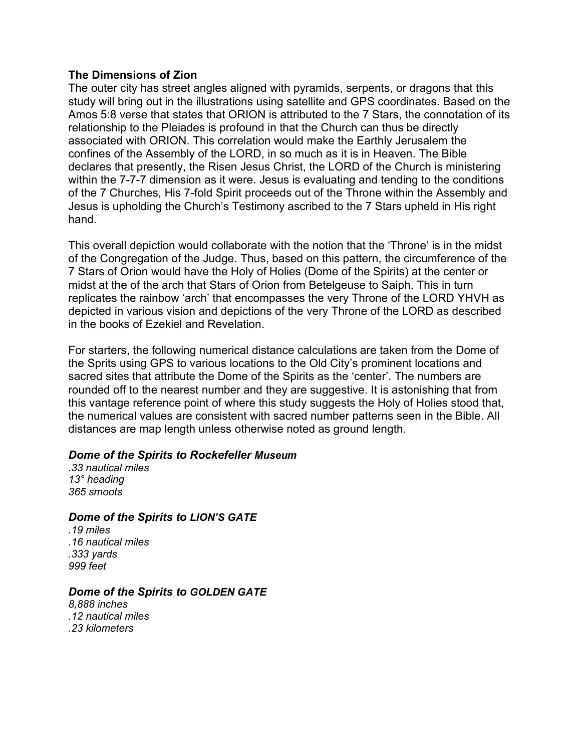**The Dimensions of Zion**

The outer city has street angles aligned with pyramids, serpents, or dragons that this study will bring out in the illustrations using satellite and GPS coordinates. Based on the Amos 5:8 verse that states that ORION is attributed to the 7 Stars, the connotation of its relationship to the Pleiades is profound in that the Church can thus be directly associated with ORION. This correlation would make the Earthly Jerusalem the confines of the Assembly of the LORD, in so much as it is in Heaven. The Bible declares that presently, the Risen Jesus Christ, the LORD of the Church is ministering within the 7-7-7 dimension as it were. Jesus is evaluating and tending to the conditions of the 7 Churches, His 7-fold Spirit proceeds out of the Throne within the Assembly and Jesus is upholding the Church's Testimony ascribed to the 7 Stars upheld in His right hand.

This overall depiction would collaborate with the notion that the 'Throne' is in the midst of the Congregation of the Judge. Thus, based on this pattern, the circumference of the 7 Stars of Orion would have the Holy of Holies (Dome of the Spirits) at the center or midst at the of the arch that Stars of Orion from Betelgeuse to Saiph. This in turn replicates the rainbow 'arch' that encompasses the very Throne of the LORD YHVH as depicted in various vision and depictions of the very Throne of the LORD as described in the books of Ezekiel and Revelation.

For starters, the following numerical distance calculations are taken from the Dome of the Sprits using GPS to various locations to the Old City's prominent locations and sacred sites that attribute the Dome of the Spirits as the 'center'. The numbers are rounded off to the nearest number and they are suggestive. It is astonishing that from this vantage reference point of where this study suggests the Holy of Holies stood that, the numerical values are consistent with sacred number patterns seen in the Bible. All distances are map length unless otherwise noted as ground length.

***Dome of the Spirits to Rockefeller Museum***

*.33 nautical miles*
*13° heading*
*365 smoots*

***Dome of the Spirits to LION'S GATE***

*.19 miles*
*.16 nautical miles*
*.333 yards*
*999 feet*

***Dome of the Spirits to GOLDEN GATE***

*8,888 inches*
*.12 nautical miles*
*.23 kilometers*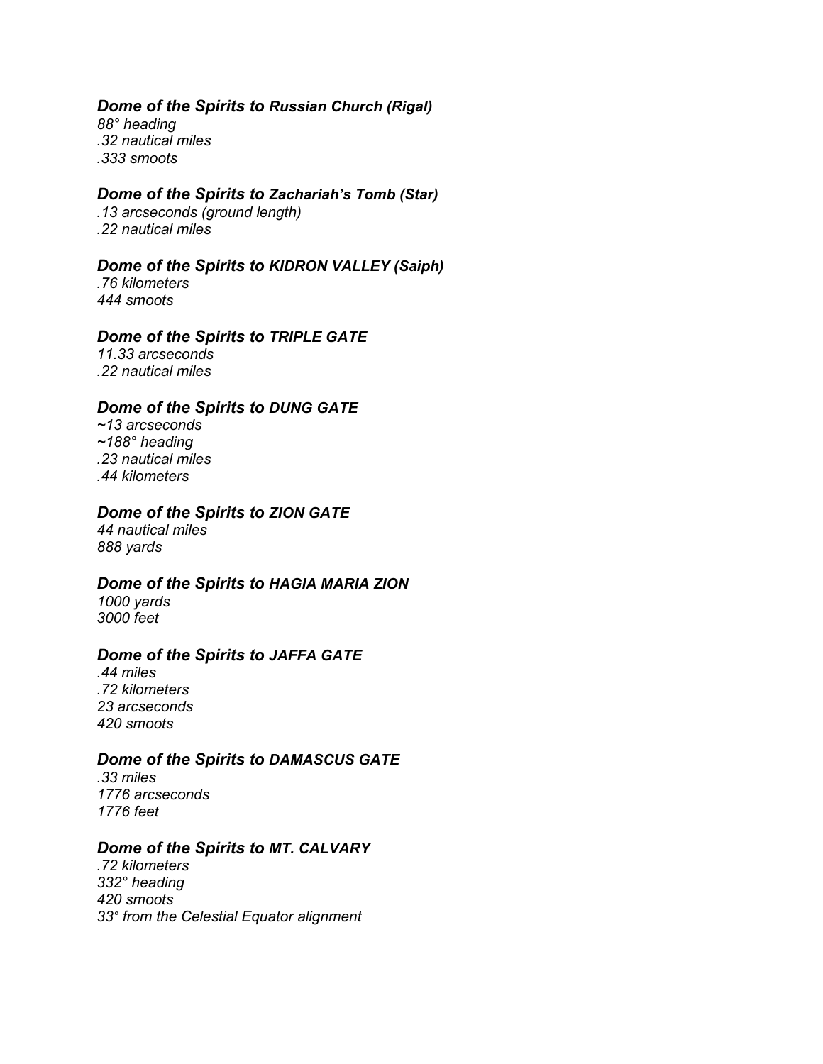### *Dome of the Spirits to Russian Church (Rigal)*

*88° heading*
*.32 nautical miles*
*.333 smoots*

### *Dome of the Spirits to Zachariah's Tomb (Star)*

*.13 arcseconds (ground length)*
*.22 nautical miles*

### *Dome of the Spirits to KIDRON VALLEY (Saiph)*

*.76 kilometers*
*444 smoots*

### *Dome of the Spirits to TRIPLE GATE*

*11.33 arcseconds*
*.22 nautical miles*

### *Dome of the Spirits to DUNG GATE*

*~13 arcseconds*
*~188° heading*
*.23 nautical miles*
*.44 kilometers*

### *Dome of the Spirits to ZION GATE*

*44 nautical miles*
*888 yards*

### *Dome of the Spirits to HAGIA MARIA ZION*

*1000 yards*
*3000 feet*

### *Dome of the Spirits to JAFFA GATE*

*.44 miles*
*.72 kilometers*
*23 arcseconds*
*420 smoots*

### *Dome of the Spirits to DAMASCUS GATE*

*.33 miles*
*1776 arcseconds*
*1776 feet*

### *Dome of the Spirits to MT. CALVARY*

*.72 kilometers*
*332° heading*
*420 smoots*
*33° from the Celestial Equator alignment*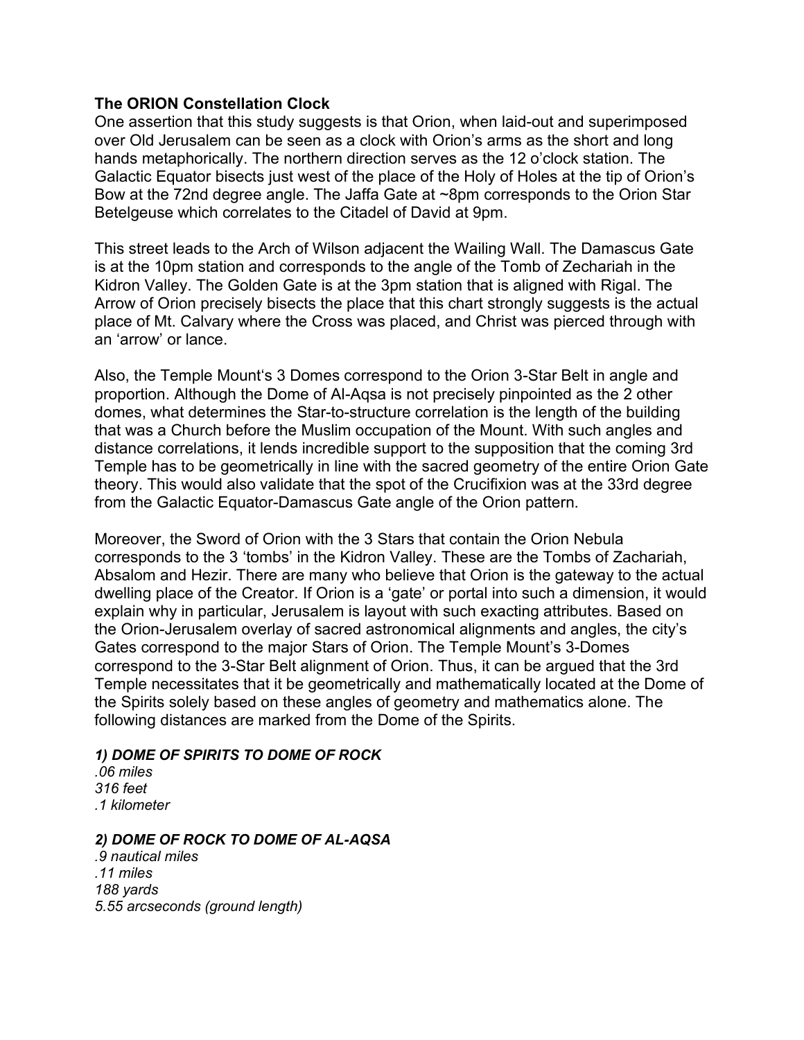**The ORION Constellation Clock**

One assertion that this study suggests is that Orion, when laid-out and superimposed over Old Jerusalem can be seen as a clock with Orion's arms as the short and long hands metaphorically. The northern direction serves as the 12 o'clock station. The Galactic Equator bisects just west of the place of the Holy of Holes at the tip of Orion's Bow at the 72nd degree angle. The Jaffa Gate at ~8pm corresponds to the Orion Star Betelgeuse which correlates to the Citadel of David at 9pm.

This street leads to the Arch of Wilson adjacent the Wailing Wall. The Damascus Gate is at the 10pm station and corresponds to the angle of the Tomb of Zechariah in the Kidron Valley. The Golden Gate is at the 3pm station that is aligned with Rigal. The Arrow of Orion precisely bisects the place that this chart strongly suggests is the actual place of Mt. Calvary where the Cross was placed, and Christ was pierced through with an 'arrow' or lance.

Also, the Temple Mount's 3 Domes correspond to the Orion 3-Star Belt in angle and proportion. Although the Dome of Al-Aqsa is not precisely pinpointed as the 2 other domes, what determines the Star-to-structure correlation is the length of the building that was a Church before the Muslim occupation of the Mount. With such angles and distance correlations, it lends incredible support to the supposition that the coming 3rd Temple has to be geometrically in line with the sacred geometry of the entire Orion Gate theory. This would also validate that the spot of the Crucifixion was at the 33rd degree from the Galactic Equator-Damascus Gate angle of the Orion pattern.

Moreover, the Sword of Orion with the 3 Stars that contain the Orion Nebula corresponds to the 3 'tombs' in the Kidron Valley. These are the Tombs of Zachariah, Absalom and Hezir. There are many who believe that Orion is the gateway to the actual dwelling place of the Creator. If Orion is a 'gate' or portal into such a dimension, it would explain why in particular, Jerusalem is layout with such exacting attributes. Based on the Orion-Jerusalem overlay of sacred astronomical alignments and angles, the city's Gates correspond to the major Stars of Orion. The Temple Mount's 3-Domes correspond to the 3-Star Belt alignment of Orion. Thus, it can be argued that the 3rd Temple necessitates that it be geometrically and mathematically located at the Dome of the Spirits solely based on these angles of geometry and mathematics alone. The following distances are marked from the Dome of the Spirits.

***1) DOME OF SPIRITS TO DOME OF ROCK***

*.06 miles*
*316 feet*
*.1 kilometer*

***2) DOME OF ROCK TO DOME OF AL-AQSA***

*.9 nautical miles*
*.11 miles*
*188 yards*
*5.55 arcseconds (ground length)*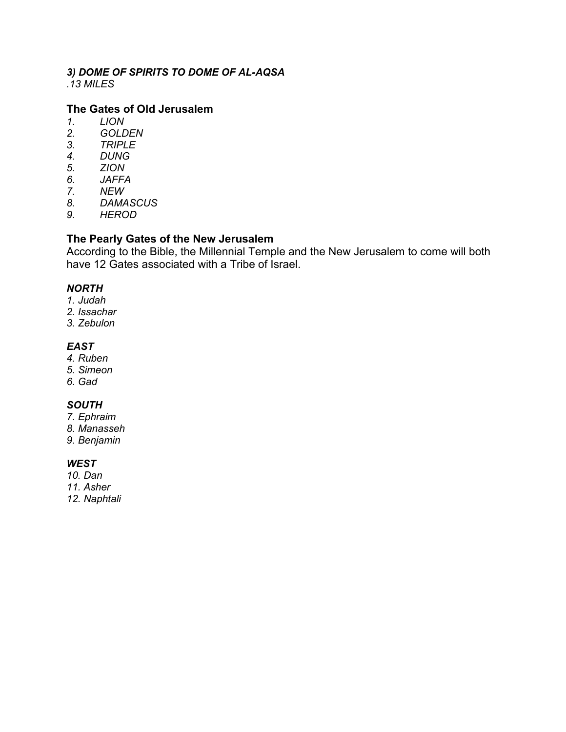***3) DOME OF SPIRITS TO DOME OF AL-AQSA***
*.13 MILES*

### The Gates of Old Jerusalem

1. *LION*
2. *GOLDEN*
3. *TRIPLE*
4. *DUNG*
5. *ZION*
6. *JAFFA*
7. *NEW*
8. *DAMASCUS*
9. *HEROD*

### The Pearly Gates of the New Jerusalem

According to the Bible, the Millennial Temple and the New Jerusalem to come will both have 12 Gates associated with a Tribe of Israel.

***NORTH***

1. *Judah*
2. *Issachar*
3. *Zebulon*

***EAST***

4. *Ruben*
5. *Simeon*
6. *Gad*

***SOUTH***

7. *Ephraim*
8. *Manasseh*
9. *Benjamin*

***WEST***

10. *Dan*
11. *Asher*
12. *Naphtali*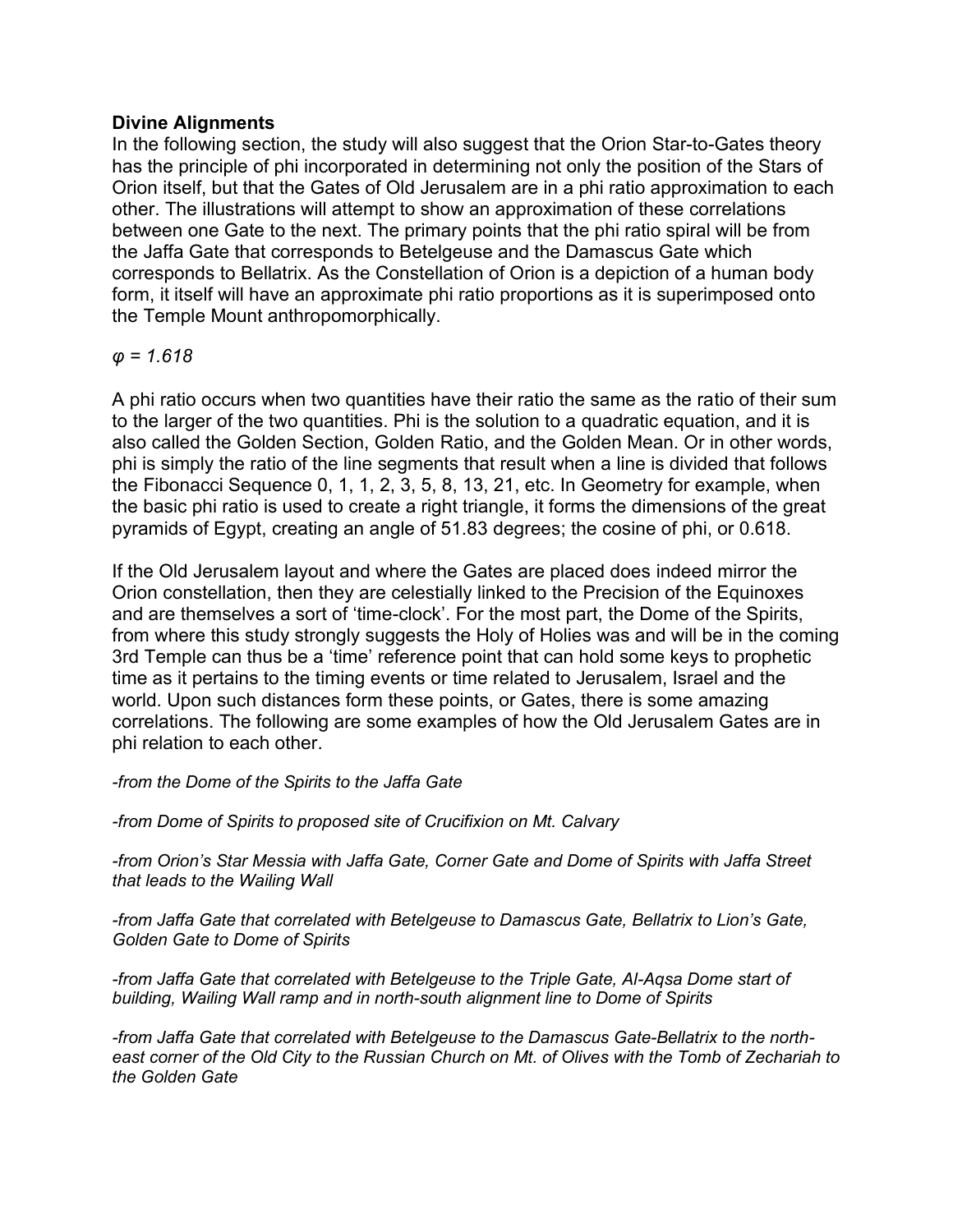**Divine Alignments**

In the following section, the study will also suggest that the Orion Star-to-Gates theory has the principle of phi incorporated in determining not only the position of the Stars of Orion itself, but that the Gates of Old Jerusalem are in a phi ratio approximation to each other. The illustrations will attempt to show an approximation of these correlations between one Gate to the next. The primary points that the phi ratio spiral will be from the Jaffa Gate that corresponds to Betelgeuse and the Damascus Gate which corresponds to Bellatrix. As the Constellation of Orion is a depiction of a human body form, it itself will have an approximate phi ratio proportions as it is superimposed onto the Temple Mount anthropomorphically.

*$\varphi = 1.618$*

A phi ratio occurs when two quantities have their ratio the same as the ratio of their sum to the larger of the two quantities. Phi is the solution to a quadratic equation, and it is also called the Golden Section, Golden Ratio, and the Golden Mean. Or in other words, phi is simply the ratio of the line segments that result when a line is divided that follows the Fibonacci Sequence 0, 1, 1, 2, 3, 5, 8, 13, 21, etc. In Geometry for example, when the basic phi ratio is used to create a right triangle, it forms the dimensions of the great pyramids of Egypt, creating an angle of 51.83 degrees; the cosine of phi, or 0.618.

If the Old Jerusalem layout and where the Gates are placed does indeed mirror the Orion constellation, then they are celestially linked to the Precision of the Equinoxes and are themselves a sort of 'time-clock'. For the most part, the Dome of the Spirits, from where this study strongly suggests the Holy of Holies was and will be in the coming 3rd Temple can thus be a 'time' reference point that can hold some keys to prophetic time as it pertains to the timing events or time related to Jerusalem, Israel and the world. Upon such distances form these points, or Gates, there is some amazing correlations. The following are some examples of how the Old Jerusalem Gates are in phi relation to each other.

*-from the Dome of the Spirits to the Jaffa Gate*

*-from Dome of Spirits to proposed site of Crucifixion on Mt. Calvary*

*-from Orion's Star Messia with Jaffa Gate, Corner Gate and Dome of Spirits with Jaffa Street that leads to the Wailing Wall*

*-from Jaffa Gate that correlated with Betelgeuse to Damascus Gate, Bellatrix to Lion's Gate, Golden Gate to Dome of Spirits*

*-from Jaffa Gate that correlated with Betelgeuse to the Triple Gate, Al-Aqsa Dome start of building, Wailing Wall ramp and in north-south alignment line to Dome of Spirits*

*-from Jaffa Gate that correlated with Betelgeuse to the Damascus Gate-Bellatrix to the north-east corner of the Old City to the Russian Church on Mt. of Olives with the Tomb of Zechariah to the Golden Gate*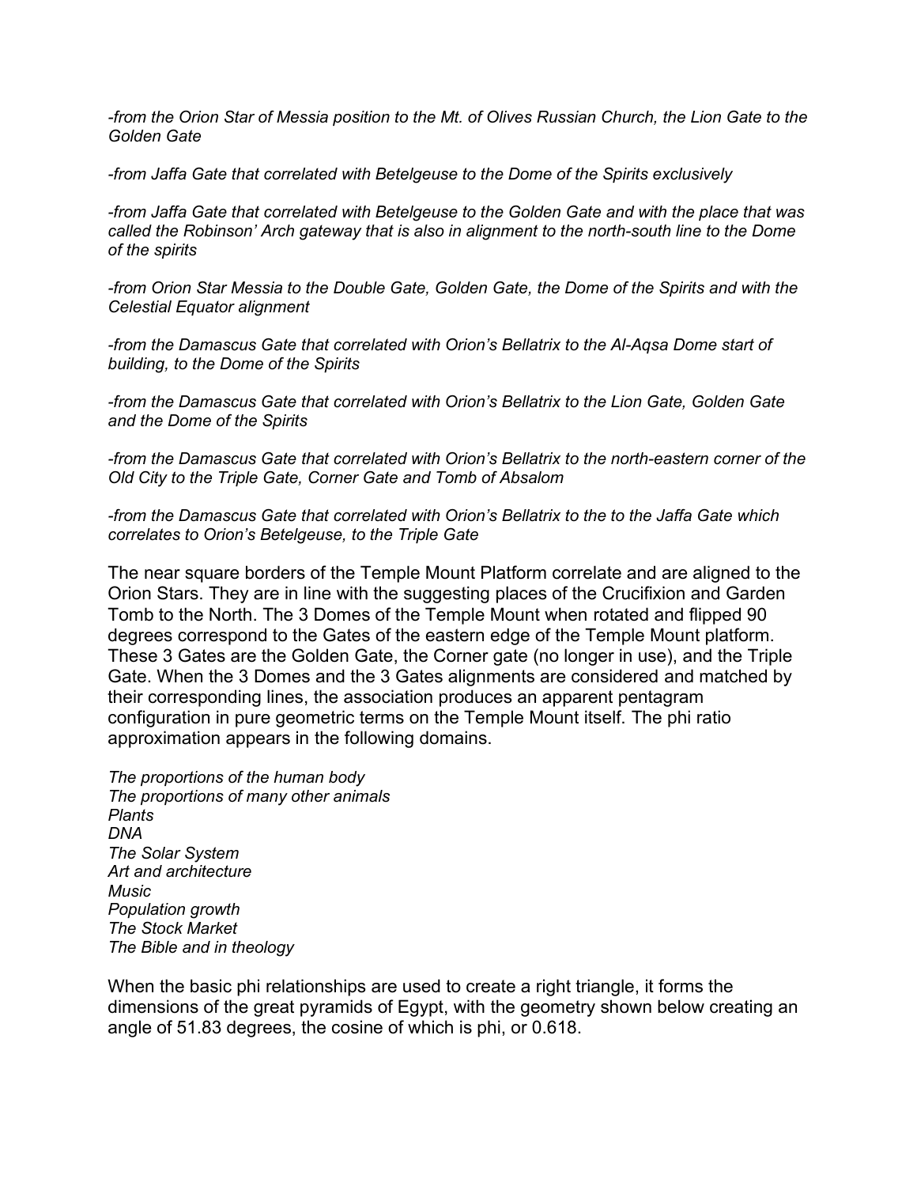*-from the Orion Star of Messia position to the Mt. of Olives Russian Church, the Lion Gate to the Golden Gate*

*-from Jaffa Gate that correlated with Betelgeuse to the Dome of the Spirits exclusively*

*-from Jaffa Gate that correlated with Betelgeuse to the Golden Gate and with the place that was called the Robinson' Arch gateway that is also in alignment to the north-south line to the Dome of the spirits*

*-from Orion Star Messia to the Double Gate, Golden Gate, the Dome of the Spirits and with the Celestial Equator alignment*

*-from the Damascus Gate that correlated with Orion's Bellatrix to the Al-Aqsa Dome start of building, to the Dome of the Spirits*

*-from the Damascus Gate that correlated with Orion's Bellatrix to the Lion Gate, Golden Gate and the Dome of the Spirits*

*-from the Damascus Gate that correlated with Orion's Bellatrix to the north-eastern corner of the Old City to the Triple Gate, Corner Gate and Tomb of Absalom*

*-from the Damascus Gate that correlated with Orion's Bellatrix to the to the Jaffa Gate which correlates to Orion's Betelgeuse, to the Triple Gate*

The near square borders of the Temple Mount Platform correlate and are aligned to the Orion Stars. They are in line with the suggesting places of the Crucifixion and Garden Tomb to the North. The 3 Domes of the Temple Mount when rotated and flipped 90 degrees correspond to the Gates of the eastern edge of the Temple Mount platform. These 3 Gates are the Golden Gate, the Corner gate (no longer in use), and the Triple Gate. When the 3 Domes and the 3 Gates alignments are considered and matched by their corresponding lines, the association produces an apparent pentagram configuration in pure geometric terms on the Temple Mount itself. The phi ratio approximation appears in the following domains.

*The proportions of the human body*
*The proportions of many other animals*
*Plants*
*DNA*
*The Solar System*
*Art and architecture*
*Music*
*Population growth*
*The Stock Market*
*The Bible and in theology*

When the basic phi relationships are used to create a right triangle, it forms the dimensions of the great pyramids of Egypt, with the geometry shown below creating an angle of 51.83 degrees, the cosine of which is phi, or 0.618.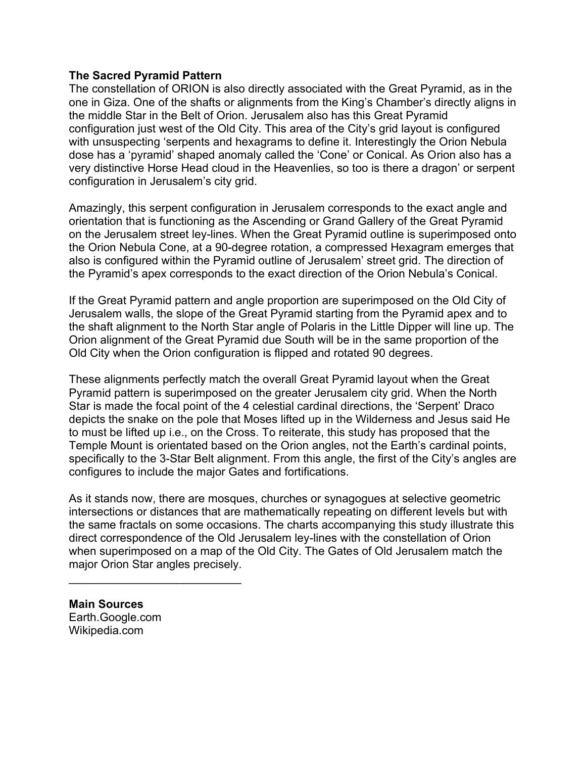**The Sacred Pyramid Pattern**

The constellation of ORION is also directly associated with the Great Pyramid, as in the one in Giza. One of the shafts or alignments from the King's Chamber's directly aligns in the middle Star in the Belt of Orion. Jerusalem also has this Great Pyramid configuration just west of the Old City. This area of the City's grid layout is configured with unsuspecting 'serpents and hexagrams to define it. Interestingly the Orion Nebula dose has a 'pyramid' shaped anomaly called the 'Cone' or Conical. As Orion also has a very distinctive Horse Head cloud in the Heavenlies, so too is there a dragon' or serpent configuration in Jerusalem's city grid.

Amazingly, this serpent configuration in Jerusalem corresponds to the exact angle and orientation that is functioning as the Ascending or Grand Gallery of the Great Pyramid on the Jerusalem street ley-lines. When the Great Pyramid outline is superimposed onto the Orion Nebula Cone, at a 90-degree rotation, a compressed Hexagram emerges that also is configured within the Pyramid outline of Jerusalem' street grid. The direction of the Pyramid's apex corresponds to the exact direction of the Orion Nebula's Conical.

If the Great Pyramid pattern and angle proportion are superimposed on the Old City of Jerusalem walls, the slope of the Great Pyramid starting from the Pyramid apex and to the shaft alignment to the North Star angle of Polaris in the Little Dipper will line up. The Orion alignment of the Great Pyramid due South will be in the same proportion of the Old City when the Orion configuration is flipped and rotated 90 degrees.

These alignments perfectly match the overall Great Pyramid layout when the Great Pyramid pattern is superimposed on the greater Jerusalem city grid. When the North Star is made the focal point of the 4 celestial cardinal directions, the 'Serpent' Draco depicts the snake on the pole that Moses lifted up in the Wilderness and Jesus said He to must be lifted up i.e., on the Cross. To reiterate, this study has proposed that the Temple Mount is orientated based on the Orion angles, not the Earth's cardinal points, specifically to the 3-Star Belt alignment. From this angle, the first of the City's angles are configures to include the major Gates and fortifications.

As it stands now, there are mosques, churches or synagogues at selective geometric intersections or distances that are mathematically repeating on different levels but with the same fractals on some occasions. The charts accompanying this study illustrate this direct correspondence of the Old Jerusalem ley-lines with the constellation of Orion when superimposed on a map of the Old City. The Gates of Old Jerusalem match the major Orion Star angles precisely.

---

**Main Sources**

Earth.Google.com

Wikipedia.com